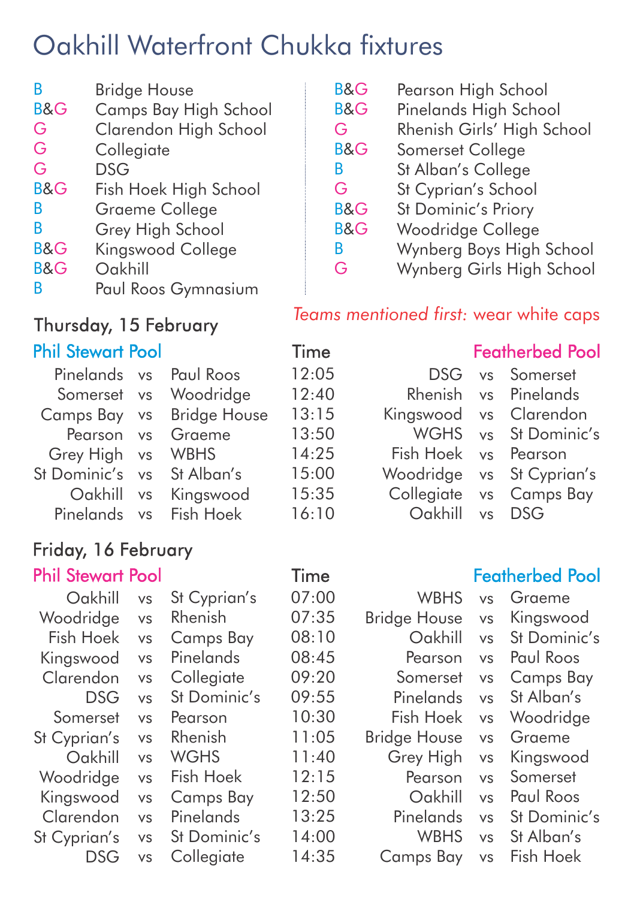# Oakhill Waterfront Chukka fixtures

| | |
|---|---|
| B | Bridge House |
| B&G | Camps Bay High School |
| G | Clarendon High School |
| G | Collegiate |
| G | DSG |
| B&G | Fish Hoek High School |
| B | Graeme College |
| B | Grey High School |
| B&G | Kingswood College |
| B&G | Oakhill |
| B | Paul Roos Gymnasium |
| B&G | Pearson High School |
| B&G | Pinelands High School |
| G | Rhenish Girls' High School |
| B&G | Somerset College |
| B | St Alban's College |
| G | St Cyprian's School |
| B&G | St Dominic's Priory |
| B&G | Woodridge College |
| B | Wynberg Boys High School |
| G | Wynberg Girls High School |

*Teams mentioned first: wear white caps*

## Thursday, 15 February

| Phil Stewart Pool | | | Time | Featherbed Pool | | |
|---|---|---|---|---|---|---|
| Pinelands | vs | Paul Roos | 12:05 | DSG | vs | Somerset |
| Somerset | vs | Woodridge | 12:40 | Rhenish | vs | Pinelands |
| Camps Bay | vs | Bridge House | 13:15 | Kingswood | vs | Clarendon |
| Pearson | vs | Graeme | 13:50 | WGHS | vs | St Dominic's |
| Grey High | vs | WBHS | 14:25 | Fish Hoek | vs | Pearson |
| St Dominic's | vs | St Alban's | 15:00 | Woodridge | vs | St Cyprian's |
| Oakhill | vs | Kingswood | 15:35 | Collegiate | vs | Camps Bay |
| Pinelands | vs | Fish Hoek | 16:10 | Oakhill | vs | DSG |

## Friday, 16 February

| Phil Stewart Pool | | | Time | Featherbed Pool | | |
|---|---|---|---|---|---|---|
| Oakhill | vs | St Cyprian's | 07:00 | WBHS | vs | Graeme |
| Woodridge | vs | Rhenish | 07:35 | Bridge House | vs | Kingswood |
| Fish Hoek | vs | Camps Bay | 08:10 | Oakhill | vs | St Dominic's |
| Kingswood | vs | Pinelands | 08:45 | Pearson | vs | Paul Roos |
| Clarendon | vs | Collegiate | 09:20 | Somerset | vs | Camps Bay |
| DSG | vs | St Dominic's | 09:55 | Pinelands | vs | St Alban's |
| Somerset | vs | Pearson | 10:30 | Fish Hoek | vs | Woodridge |
| St Cyprian's | vs | Rhenish | 11:05 | Bridge House | vs | Graeme |
| Oakhill | vs | WGHS | 11:40 | Grey High | vs | Kingswood |
| Woodridge | vs | Fish Hoek | 12:15 | Pearson | vs | Somerset |
| Kingswood | vs | Camps Bay | 12:50 | Oakhill | vs | Paul Roos |
| Clarendon | vs | Pinelands | 13:25 | Pinelands | vs | St Dominic's |
| St Cyprian's | vs | St Dominic's | 14:00 | WBHS | vs | St Alban's |
| DSG | vs | Collegiate | 14:35 | Camps Bay | vs | Fish Hoek |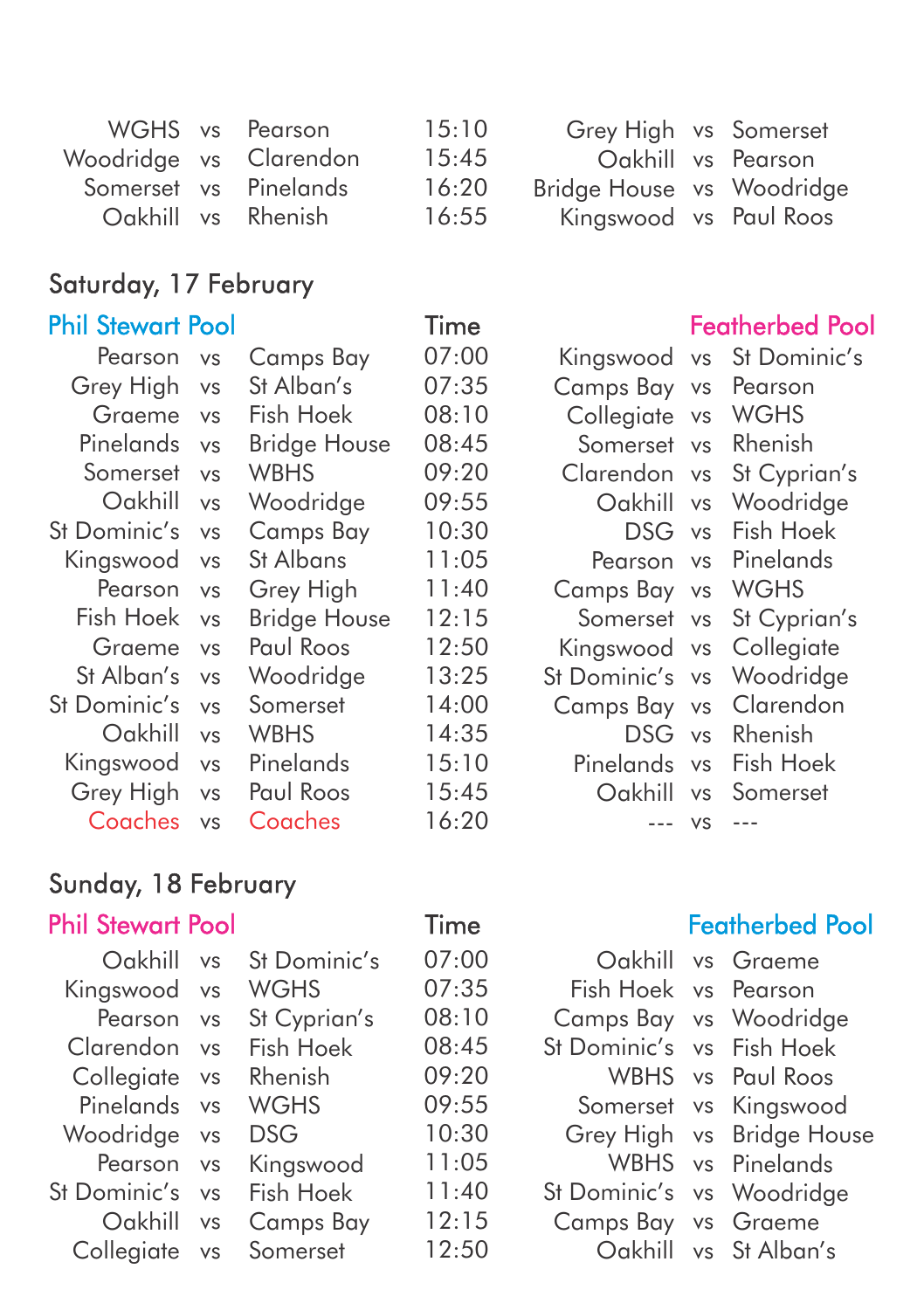| | | | | | | |
|---|---|---|---|---|---|---|
| WGHS | vs | Pearson | 15:10 | Grey High | vs | Somerset |
| Woodridge | vs | Clarendon | 15:45 | Oakhill | vs | Pearson |
| Somerset | vs | Pinelands | 16:20 | Bridge House | vs | Woodridge |
| Oakhill | vs | Rhenish | 16:55 | Kingswood | vs | Paul Roos |

## Saturday, 17 February

| Phil Stewart Pool | | | Time | Featherbed Pool | | |
|---|---|---|---|---|---|---|
| Pearson | vs | Camps Bay | 07:00 | Kingswood | vs | St Dominic's |
| Grey High | vs | St Alban's | 07:35 | Camps Bay | vs | Pearson |
| Graeme | vs | Fish Hoek | 08:10 | Collegiate | vs | WGHS |
| Pinelands | vs | Bridge House | 08:45 | Somerset | vs | Rhenish |
| Somerset | vs | WBHS | 09:20 | Clarendon | vs | St Cyprian's |
| Oakhill | vs | Woodridge | 09:55 | Oakhill | vs | Woodridge |
| St Dominic's | vs | Camps Bay | 10:30 | DSG | vs | Fish Hoek |
| Kingswood | vs | St Albans | 11:05 | Pearson | vs | Pinelands |
| Pearson | vs | Grey High | 11:40 | Camps Bay | vs | WGHS |
| Fish Hoek | vs | Bridge House | 12:15 | Somerset | vs | St Cyprian's |
| Graeme | vs | Paul Roos | 12:50 | Kingswood | vs | Collegiate |
| St Alban's | vs | Woodridge | 13:25 | St Dominic's | vs | Woodridge |
| St Dominic's | vs | Somerset | 14:00 | Camps Bay | vs | Clarendon |
| Oakhill | vs | WBHS | 14:35 | DSG | vs | Rhenish |
| Kingswood | vs | Pinelands | 15:10 | Pinelands | vs | Fish Hoek |
| Grey High | vs | Paul Roos | 15:45 | Oakhill | vs | Somerset |
| Coaches | vs | Coaches | 16:20 | --- | vs | --- |

## Sunday, 18 February

| Phil Stewart Pool | | | Time | Featherbed Pool | | |
|---|---|---|---|---|---|---|
| Oakhill | vs | St Dominic's | 07:00 | Oakhill | vs | Graeme |
| Kingswood | vs | WGHS | 07:35 | Fish Hoek | vs | Pearson |
| Pearson | vs | St Cyprian's | 08:10 | Camps Bay | vs | Woodridge |
| Clarendon | vs | Fish Hoek | 08:45 | St Dominic's | vs | Fish Hoek |
| Collegiate | vs | Rhenish | 09:20 | WBHS | vs | Paul Roos |
| Pinelands | vs | WGHS | 09:55 | Somerset | vs | Kingswood |
| Woodridge | vs | DSG | 10:30 | Grey High | vs | Bridge House |
| Pearson | vs | Kingswood | 11:05 | WBHS | vs | Pinelands |
| St Dominic's | vs | Fish Hoek | 11:40 | St Dominic's | vs | Woodridge |
| Oakhill | vs | Camps Bay | 12:15 | Camps Bay | vs | Graeme |
| Collegiate | vs | Somerset | 12:50 | Oakhill | vs | St Alban's |